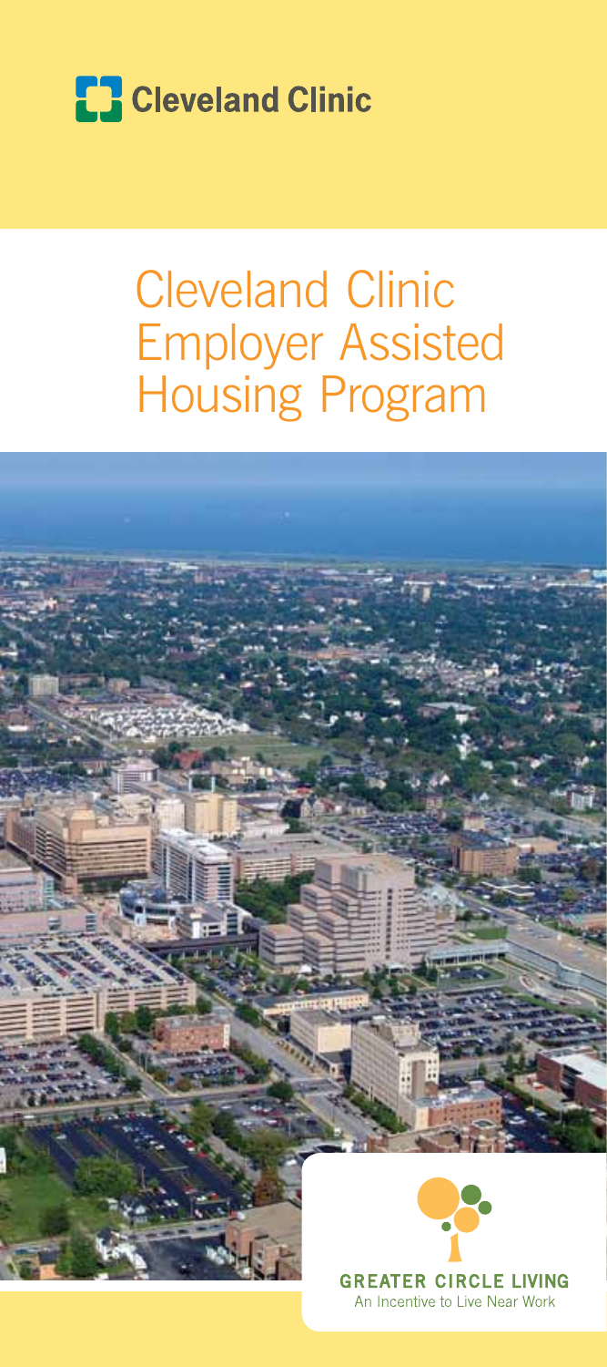Cleveland Clinic

# Cleveland Clinic Employer Assisted Housing Program

GREATER CIRCLE LIVING

An Incentive to Live Near Work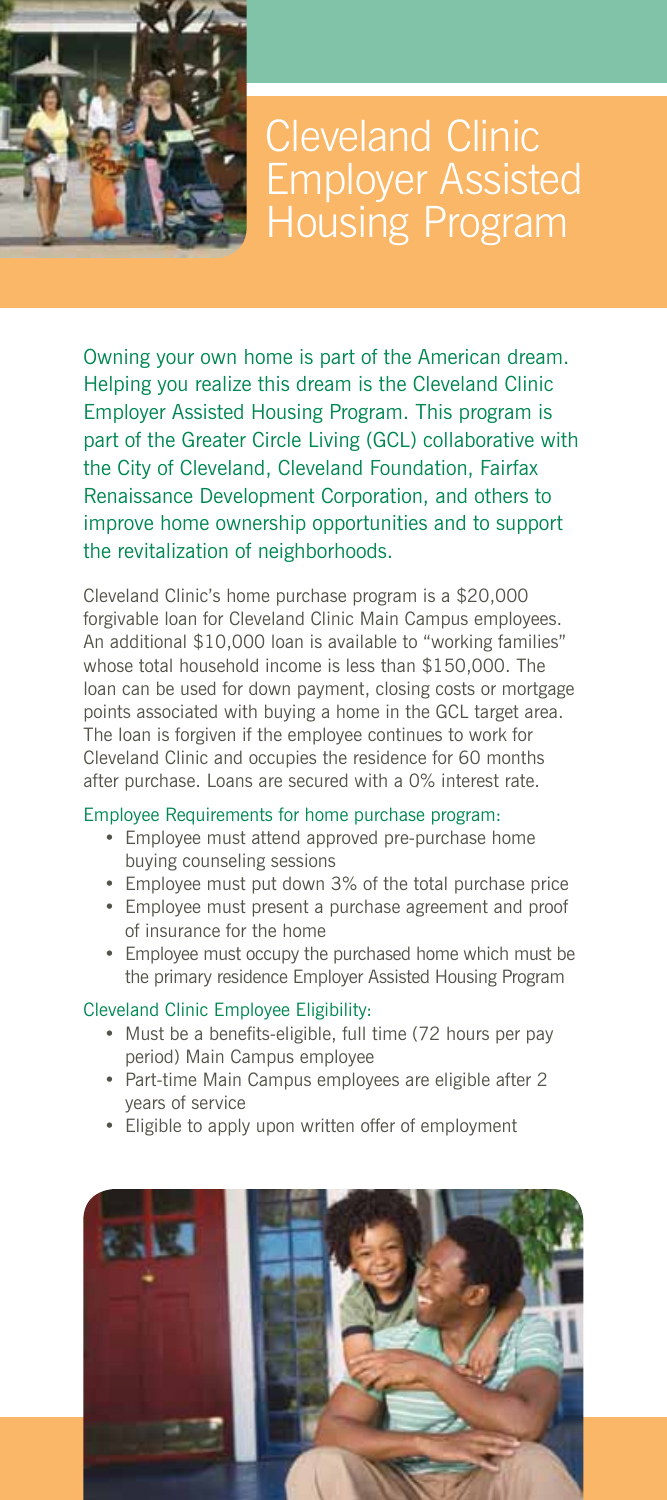# Cleveland Clinic Employer Assisted Housing Program

Owning your own home is part of the American dream. Helping you realize this dream is the Cleveland Clinic Employer Assisted Housing Program. This program is part of the Greater Circle Living (GCL) collaborative with the City of Cleveland, Cleveland Foundation, Fairfax Renaissance Development Corporation, and others to improve home ownership opportunities and to support the revitalization of neighborhoods.

Cleveland Clinic's home purchase program is a $20,000 forgivable loan for Cleveland Clinic Main Campus employees. An additional $10,000 loan is available to "working families" whose total household income is less than $150,000. The loan can be used for down payment, closing costs or mortgage points associated with buying a home in the GCL target area. The loan is forgiven if the employee continues to work for Cleveland Clinic and occupies the residence for 60 months after purchase. Loans are secured with a 0% interest rate.

Employee Requirements for home purchase program:

- Employee must attend approved pre-purchase home buying counseling sessions
- Employee must put down 3% of the total purchase price
- Employee must present a purchase agreement and proof of insurance for the home
- Employee must occupy the purchased home which must be the primary residence Employer Assisted Housing Program

Cleveland Clinic Employee Eligibility:

- Must be a benefits-eligible, full time (72 hours per pay period) Main Campus employee
- Part-time Main Campus employees are eligible after 2 years of service
- Eligible to apply upon written offer of employment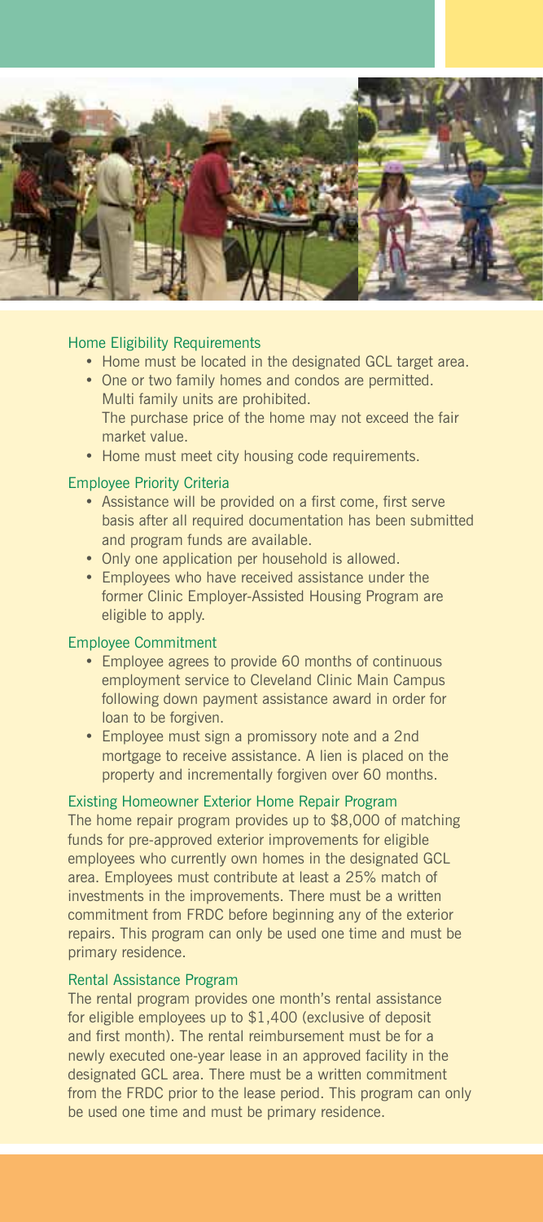### Home Eligibility Requirements

- Home must be located in the designated GCL target area.
- One or two family homes and condos are permitted. Multi family units are prohibited.
  The purchase price of the home may not exceed the fair market value.
- Home must meet city housing code requirements.

### Employee Priority Criteria

- Assistance will be provided on a first come, first serve basis after all required documentation has been submitted and program funds are available.
- Only one application per household is allowed.
- Employees who have received assistance under the former Clinic Employer-Assisted Housing Program are eligible to apply.

### Employee Commitment

- Employee agrees to provide 60 months of continuous employment service to Cleveland Clinic Main Campus following down payment assistance award in order for loan to be forgiven.
- Employee must sign a promissory note and a 2nd mortgage to receive assistance. A lien is placed on the property and incrementally forgiven over 60 months.

### Existing Homeowner Exterior Home Repair Program

The home repair program provides up to $8,000 of matching funds for pre-approved exterior improvements for eligible employees who currently own homes in the designated GCL area. Employees must contribute at least a 25% match of investments in the improvements. There must be a written commitment from FRDC before beginning any of the exterior repairs. This program can only be used one time and must be primary residence.

### Rental Assistance Program

The rental program provides one month's rental assistance for eligible employees up to $1,400 (exclusive of deposit and first month). The rental reimbursement must be for a newly executed one-year lease in an approved facility in the designated GCL area. There must be a written commitment from the FRDC prior to the lease period. This program can only be used one time and must be primary residence.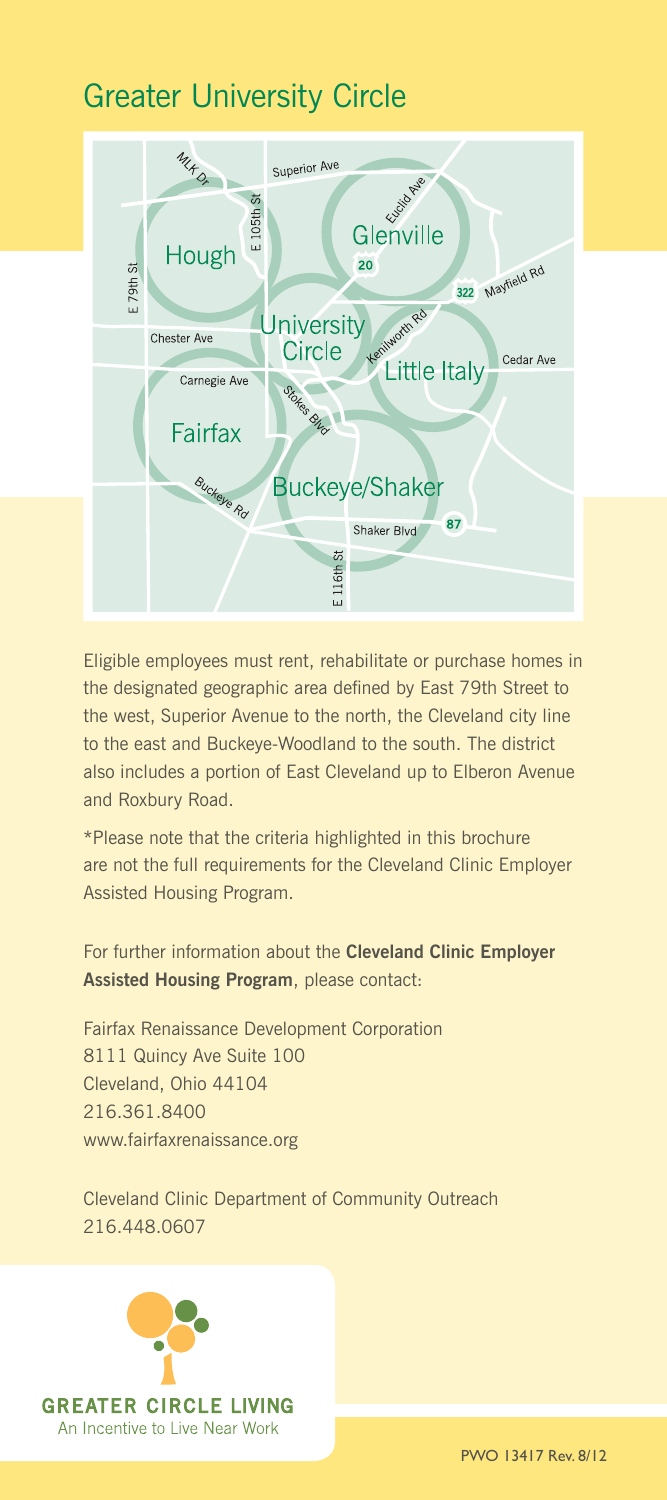## Greater University Circle

MLK Dr
Superior Ave
E 105th St
Euclid Ave
Glenville
Hough
20
E 79th St
322
Mayfield Rd
University Circle
Kenilworth Rd
Chester Ave
Little Italy
Cedar Ave
Carnegie Ave
Stokes Blvd
Fairfax
Buckeye Rd
Buckeye/Shaker
Shaker Blvd
87
E 116th St

Eligible employees must rent, rehabilitate or purchase homes in the designated geographic area defined by East 79th Street to the west, Superior Avenue to the north, the Cleveland city line to the east and Buckeye-Woodland to the south. The district also includes a portion of East Cleveland up to Elberon Avenue and Roxbury Road.

*Please note that the criteria highlighted in this brochure are not the full requirements for the Cleveland Clinic Employer Assisted Housing Program.

For further information about the **Cleveland Clinic Employer Assisted Housing Program**, please contact:

Fairfax Renaissance Development Corporation
8111 Quincy Ave Suite 100
Cleveland, Ohio 44104
216.361.8400
www.fairfaxrenaissance.org

Cleveland Clinic Department of Community Outreach
216.448.0607

**GREATER CIRCLE LIVING**
An Incentive to Live Near Work

PWO 13417 Rev. 8/12